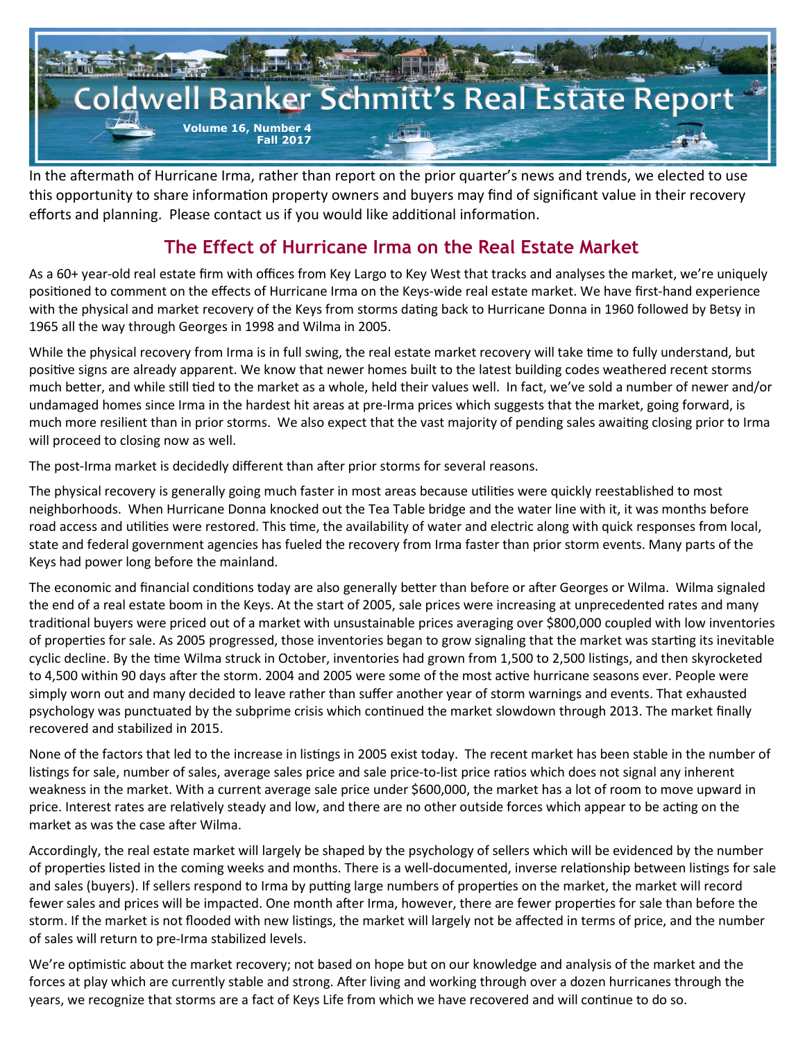# Coldwell Banker Schmitt's Real Estate Report

**Volume 16, Number 4**
**Fall 2017**

In the aftermath of Hurricane Irma, rather than report on the prior quarter's news and trends, we elected to use this opportunity to share information property owners and buyers may find of significant value in their recovery efforts and planning. Please contact us if you would like additional information.

## The Effect of Hurricane Irma on the Real Estate Market

As a 60+ year-old real estate firm with offices from Key Largo to Key West that tracks and analyses the market, we're uniquely positioned to comment on the effects of Hurricane Irma on the Keys-wide real estate market. We have first-hand experience with the physical and market recovery of the Keys from storms dating back to Hurricane Donna in 1960 followed by Betsy in 1965 all the way through Georges in 1998 and Wilma in 2005.

While the physical recovery from Irma is in full swing, the real estate market recovery will take time to fully understand, but positive signs are already apparent. We know that newer homes built to the latest building codes weathered recent storms much better, and while still tied to the market as a whole, held their values well. In fact, we've sold a number of newer and/or undamaged homes since Irma in the hardest hit areas at pre-Irma prices which suggests that the market, going forward, is much more resilient than in prior storms. We also expect that the vast majority of pending sales awaiting closing prior to Irma will proceed to closing now as well.

The post-Irma market is decidedly different than after prior storms for several reasons.

The physical recovery is generally going much faster in most areas because utilities were quickly reestablished to most neighborhoods. When Hurricane Donna knocked out the Tea Table bridge and the water line with it, it was months before road access and utilities were restored. This time, the availability of water and electric along with quick responses from local, state and federal government agencies has fueled the recovery from Irma faster than prior storm events. Many parts of the Keys had power long before the mainland.

The economic and financial conditions today are also generally better than before or after Georges or Wilma. Wilma signaled the end of a real estate boom in the Keys. At the start of 2005, sale prices were increasing at unprecedented rates and many traditional buyers were priced out of a market with unsustainable prices averaging over $800,000 coupled with low inventories of properties for sale. As 2005 progressed, those inventories began to grow signaling that the market was starting its inevitable cyclic decline. By the time Wilma struck in October, inventories had grown from 1,500 to 2,500 listings, and then skyrocketed to 4,500 within 90 days after the storm. 2004 and 2005 were some of the most active hurricane seasons ever. People were simply worn out and many decided to leave rather than suffer another year of storm warnings and events. That exhausted psychology was punctuated by the subprime crisis which continued the market slowdown through 2013. The market finally recovered and stabilized in 2015.

None of the factors that led to the increase in listings in 2005 exist today. The recent market has been stable in the number of listings for sale, number of sales, average sales price and sale price-to-list price ratios which does not signal any inherent weakness in the market. With a current average sale price under $600,000, the market has a lot of room to move upward in price. Interest rates are relatively steady and low, and there are no other outside forces which appear to be acting on the market as was the case after Wilma.

Accordingly, the real estate market will largely be shaped by the psychology of sellers which will be evidenced by the number of properties listed in the coming weeks and months. There is a well-documented, inverse relationship between listings for sale and sales (buyers). If sellers respond to Irma by putting large numbers of properties on the market, the market will record fewer sales and prices will be impacted. One month after Irma, however, there are fewer properties for sale than before the storm. If the market is not flooded with new listings, the market will largely not be affected in terms of price, and the number of sales will return to pre-Irma stabilized levels.

We're optimistic about the market recovery; not based on hope but on our knowledge and analysis of the market and the forces at play which are currently stable and strong. After living and working through over a dozen hurricanes through the years, we recognize that storms are a fact of Keys Life from which we have recovered and will continue to do so.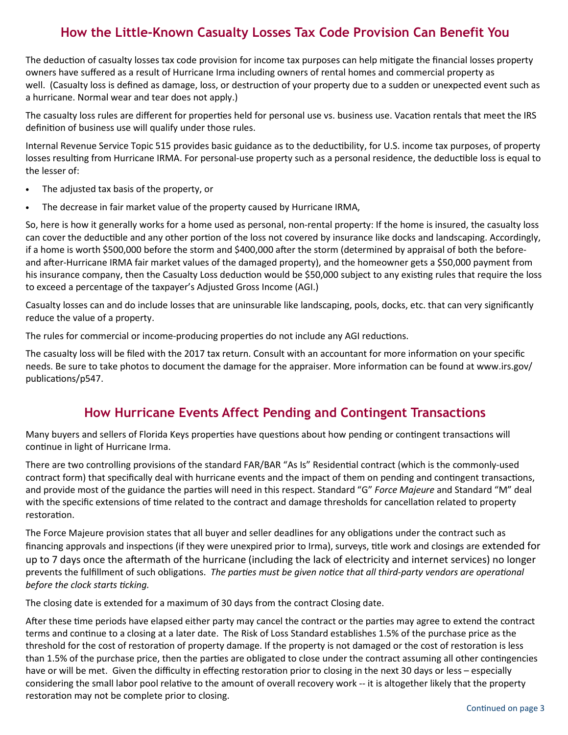## How the Little-Known Casualty Losses Tax Code Provision Can Benefit You

The deduction of casualty losses tax code provision for income tax purposes can help mitigate the financial losses property owners have suffered as a result of Hurricane Irma including owners of rental homes and commercial property as well. (Casualty loss is defined as damage, loss, or destruction of your property due to a sudden or unexpected event such as a hurricane. Normal wear and tear does not apply.)

The casualty loss rules are different for properties held for personal use vs. business use. Vacation rentals that meet the IRS definition of business use will qualify under those rules.

Internal Revenue Service Topic 515 provides basic guidance as to the deductibility, for U.S. income tax purposes, of property losses resulting from Hurricane IRMA. For personal-use property such as a personal residence, the deductible loss is equal to the lesser of:

- The adjusted tax basis of the property, or
- The decrease in fair market value of the property caused by Hurricane IRMA,

So, here is how it generally works for a home used as personal, non-rental property: If the home is insured, the casualty loss can cover the deductible and any other portion of the loss not covered by insurance like docks and landscaping. Accordingly, if a home is worth $500,000 before the storm and $400,000 after the storm (determined by appraisal of both the before- and after-Hurricane IRMA fair market values of the damaged property), and the homeowner gets a $50,000 payment from his insurance company, then the Casualty Loss deduction would be $50,000 subject to any existing rules that require the loss to exceed a percentage of the taxpayer's Adjusted Gross Income (AGI.)

Casualty losses can and do include losses that are uninsurable like landscaping, pools, docks, etc. that can very significantly reduce the value of a property.

The rules for commercial or income-producing properties do not include any AGI reductions.

The casualty loss will be filed with the 2017 tax return. Consult with an accountant for more information on your specific needs. Be sure to take photos to document the damage for the appraiser. More information can be found at www.irs.gov/publications/p547.

## How Hurricane Events Affect Pending and Contingent Transactions

Many buyers and sellers of Florida Keys properties have questions about how pending or contingent transactions will continue in light of Hurricane Irma.

There are two controlling provisions of the standard FAR/BAR "As Is" Residential contract (which is the commonly-used contract form) that specifically deal with hurricane events and the impact of them on pending and contingent transactions, and provide most of the guidance the parties will need in this respect. Standard "G" *Force Majeure* and Standard "M" deal with the specific extensions of time related to the contract and damage thresholds for cancellation related to property restoration.

The Force Majeure provision states that all buyer and seller deadlines for any obligations under the contract such as financing approvals and inspections (if they were unexpired prior to Irma), surveys, title work and closings are extended for up to 7 days once the aftermath of the hurricane (including the lack of electricity and internet services) no longer prevents the fulfillment of such obligations. *The parties must be given notice that all third-party vendors are operational before the clock starts ticking.*

The closing date is extended for a maximum of 30 days from the contract Closing date.

After these time periods have elapsed either party may cancel the contract or the parties may agree to extend the contract terms and continue to a closing at a later date. The Risk of Loss Standard establishes 1.5% of the purchase price as the threshold for the cost of restoration of property damage. If the property is not damaged or the cost of restoration is less than 1.5% of the purchase price, then the parties are obligated to close under the contract assuming all other contingencies have or will be met. Given the difficulty in effecting restoration prior to closing in the next 30 days or less – especially considering the small labor pool relative to the amount of overall recovery work -- it is altogether likely that the property restoration may not be complete prior to closing.

Continued on page 3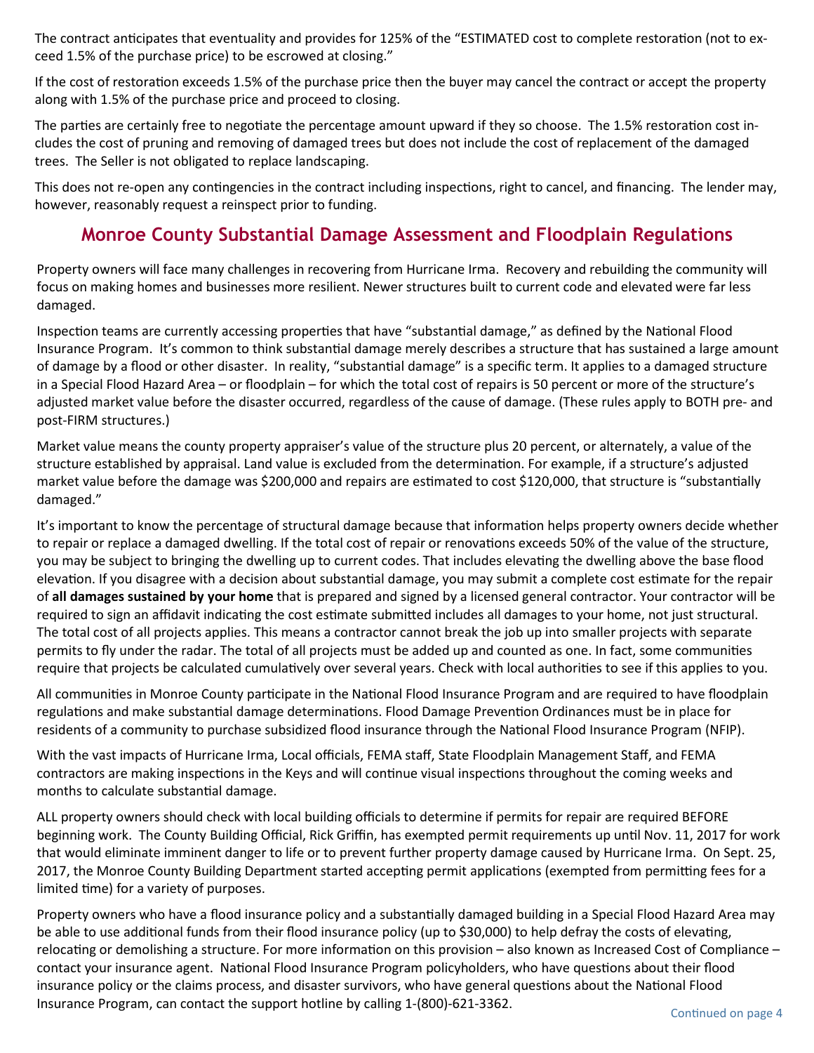The contract anticipates that eventuality and provides for 125% of the "ESTIMATED cost to complete restoration (not to exceed 1.5% of the purchase price) to be escrowed at closing."

If the cost of restoration exceeds 1.5% of the purchase price then the buyer may cancel the contract or accept the property along with 1.5% of the purchase price and proceed to closing.

The parties are certainly free to negotiate the percentage amount upward if they so choose. The 1.5% restoration cost includes the cost of pruning and removing of damaged trees but does not include the cost of replacement of the damaged trees. The Seller is not obligated to replace landscaping.

This does not re-open any contingencies in the contract including inspections, right to cancel, and financing. The lender may, however, reasonably request a reinspect prior to funding.

## Monroe County Substantial Damage Assessment and Floodplain Regulations

Property owners will face many challenges in recovering from Hurricane Irma. Recovery and rebuilding the community will focus on making homes and businesses more resilient. Newer structures built to current code and elevated were far less damaged.

Inspection teams are currently accessing properties that have "substantial damage," as defined by the National Flood Insurance Program. It's common to think substantial damage merely describes a structure that has sustained a large amount of damage by a flood or other disaster. In reality, "substantial damage" is a specific term. It applies to a damaged structure in a Special Flood Hazard Area – or floodplain – for which the total cost of repairs is 50 percent or more of the structure's adjusted market value before the disaster occurred, regardless of the cause of damage. (These rules apply to BOTH pre- and post-FIRM structures.)

Market value means the county property appraiser's value of the structure plus 20 percent, or alternately, a value of the structure established by appraisal. Land value is excluded from the determination. For example, if a structure's adjusted market value before the damage was $200,000 and repairs are estimated to cost $120,000, that structure is "substantially damaged."

It's important to know the percentage of structural damage because that information helps property owners decide whether to repair or replace a damaged dwelling. If the total cost of repair or renovations exceeds 50% of the value of the structure, you may be subject to bringing the dwelling up to current codes. That includes elevating the dwelling above the base flood elevation. If you disagree with a decision about substantial damage, you may submit a complete cost estimate for the repair of **all damages sustained by your home** that is prepared and signed by a licensed general contractor. Your contractor will be required to sign an affidavit indicating the cost estimate submitted includes all damages to your home, not just structural. The total cost of all projects applies. This means a contractor cannot break the job up into smaller projects with separate permits to fly under the radar. The total of all projects must be added up and counted as one. In fact, some communities require that projects be calculated cumulatively over several years. Check with local authorities to see if this applies to you.

All communities in Monroe County participate in the National Flood Insurance Program and are required to have floodplain regulations and make substantial damage determinations. Flood Damage Prevention Ordinances must be in place for residents of a community to purchase subsidized flood insurance through the National Flood Insurance Program (NFIP).

With the vast impacts of Hurricane Irma, Local officials, FEMA staff, State Floodplain Management Staff, and FEMA contractors are making inspections in the Keys and will continue visual inspections throughout the coming weeks and months to calculate substantial damage.

ALL property owners should check with local building officials to determine if permits for repair are required BEFORE beginning work. The County Building Official, Rick Griffin, has exempted permit requirements up until Nov. 11, 2017 for work that would eliminate imminent danger to life or to prevent further property damage caused by Hurricane Irma. On Sept. 25, 2017, the Monroe County Building Department started accepting permit applications (exempted from permitting fees for a limited time) for a variety of purposes.

Property owners who have a flood insurance policy and a substantially damaged building in a Special Flood Hazard Area may be able to use additional funds from their flood insurance policy (up to $30,000) to help defray the costs of elevating, relocating or demolishing a structure. For more information on this provision – also known as Increased Cost of Compliance – contact your insurance agent. National Flood Insurance Program policyholders, who have questions about their flood insurance policy or the claims process, and disaster survivors, who have general questions about the National Flood Insurance Program, can contact the support hotline by calling 1-(800)-621-3362.

Continued on page 4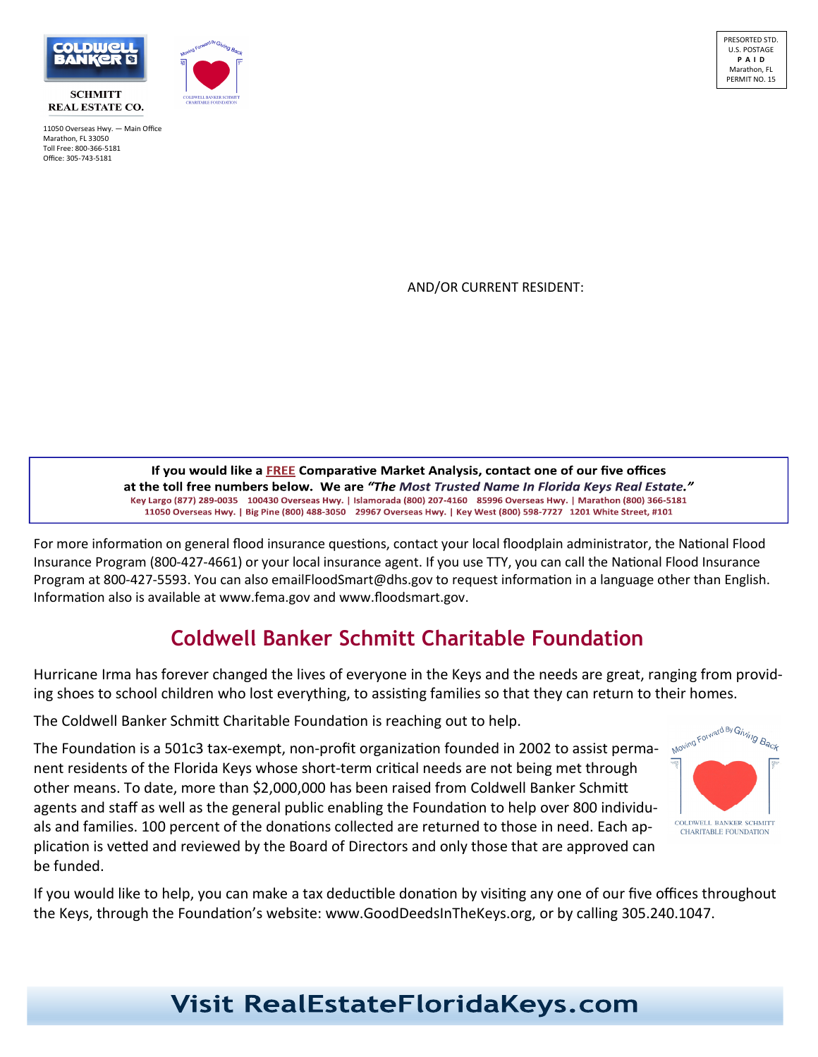**COLDWELL BANKER**

**SCHMITT REAL ESTATE CO.**

Moving Forward By Giving Back

COLDWELL BANKER SCHMITT CHARITABLE FOUNDATION

11050 Overseas Hwy. — Main Office
Marathon, FL 33050
Toll Free: 800-366-5181
Office: 305-743-5181

PRESORTED STD.
U.S. POSTAGE
PAID
Marathon, FL
PERMIT NO. 15

AND/OR CURRENT RESIDENT:

**If you would like a FREE Comparative Market Analysis, contact one of our five offices at the toll free numbers below. We are *"The Most Trusted Name In Florida Keys Real Estate."***

**Key Largo (877) 289-0035 100430 Overseas Hwy. | Islamorada (800) 207-4160 85996 Overseas Hwy. | Marathon (800) 366-5181 11050 Overseas Hwy. | Big Pine (800) 488-3050 29967 Overseas Hwy. | Key West (800) 598-7727 1201 White Street, #101**

For more information on general flood insurance questions, contact your local floodplain administrator, the National Flood Insurance Program (800-427-4661) or your local insurance agent. If you use TTY, you can call the National Flood Insurance Program at 800-427-5593. You can also emailFloodSmart@dhs.gov to request information in a language other than English. Information also is available at www.fema.gov and www.floodsmart.gov.

## Coldwell Banker Schmitt Charitable Foundation

Hurricane Irma has forever changed the lives of everyone in the Keys and the needs are great, ranging from providing shoes to school children who lost everything, to assisting families so that they can return to their homes.

The Coldwell Banker Schmitt Charitable Foundation is reaching out to help.

The Foundation is a 501c3 tax-exempt, non-profit organization founded in 2002 to assist permanent residents of the Florida Keys whose short-term critical needs are not being met through other means. To date, more than $2,000,000 has been raised from Coldwell Banker Schmitt agents and staff as well as the general public enabling the Foundation to help over 800 individuals and families. 100 percent of the donations collected are returned to those in need. Each application is vetted and reviewed by the Board of Directors and only those that are approved can be funded.

Moving Forward By Giving Back

COLDWELL BANKER SCHMITT CHARITABLE FOUNDATION

If you would like to help, you can make a tax deductible donation by visiting any one of our five offices throughout the Keys, through the Foundation's website: www.GoodDeedsInTheKeys.org, or by calling 305.240.1047.

**Visit RealEstateFloridaKeys.com**